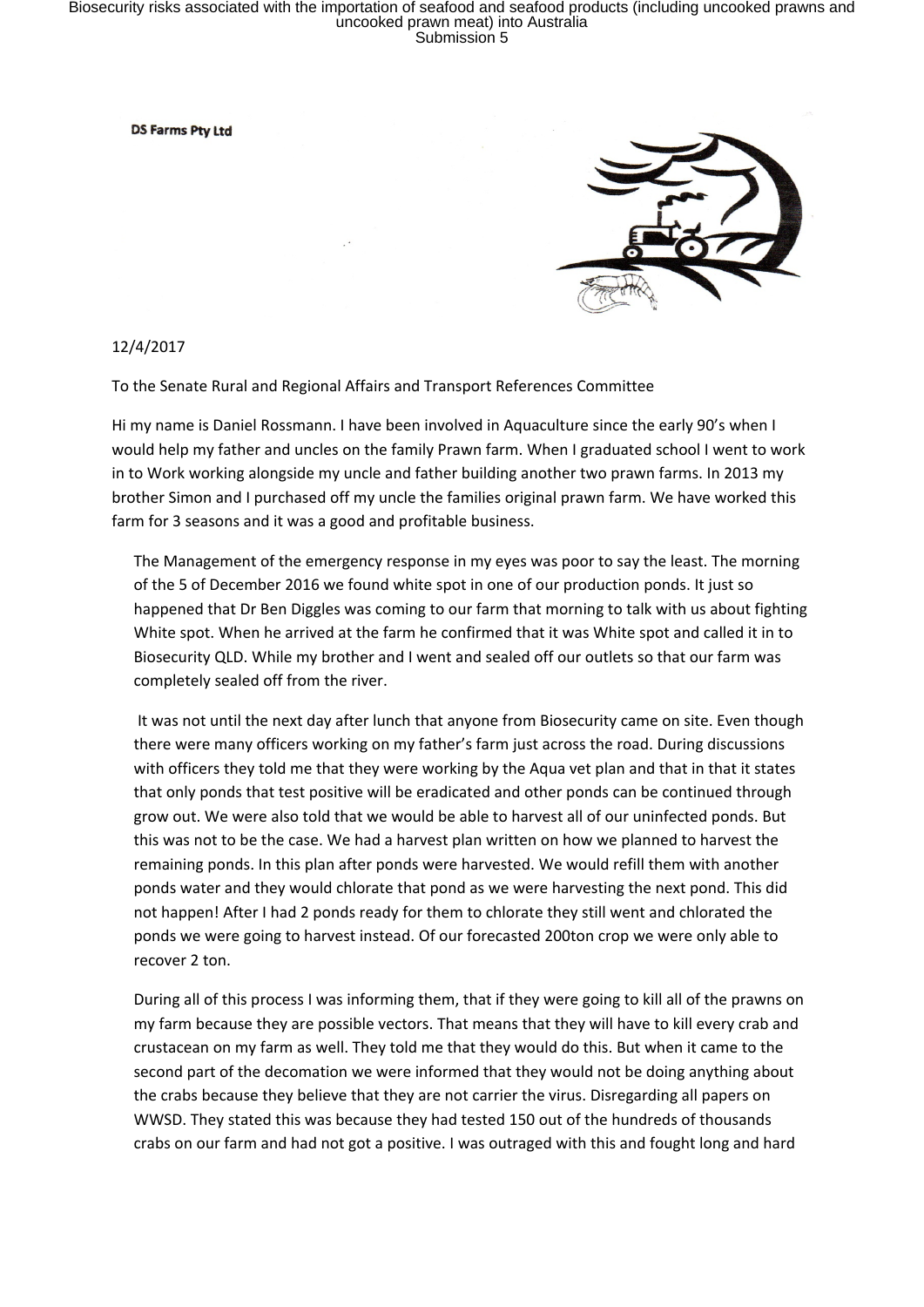**DS Farms Pty Ltd**

12/4/2017

To the Senate Rural and Regional Affairs and Transport References Committee

Hi my name is Daniel Rossmann. I have been involved in Aquaculture since the early 90's when I would help my father and uncles on the family Prawn farm. When I graduated school I went to work in to Work working alongside my uncle and father building another two prawn farms. In 2013 my brother Simon and I purchased off my uncle the families original prawn farm. We have worked this farm for 3 seasons and it was a good and profitable business.

The Management of the emergency response in my eyes was poor to say the least. The morning of the 5 of December 2016 we found white spot in one of our production ponds. It just so happened that Dr Ben Diggles was coming to our farm that morning to talk with us about fighting White spot. When he arrived at the farm he confirmed that it was White spot and called it in to Biosecurity QLD. While my brother and I went and sealed off our outlets so that our farm was completely sealed off from the river.

It was not until the next day after lunch that anyone from Biosecurity came on site. Even though there were many officers working on my father's farm just across the road. During discussions with officers they told me that they were working by the Aqua vet plan and that in that it states that only ponds that test positive will be eradicated and other ponds can be continued through grow out. We were also told that we would be able to harvest all of our uninfected ponds. But this was not to be the case. We had a harvest plan written on how we planned to harvest the remaining ponds. In this plan after ponds were harvested. We would refill them with another ponds water and they would chlorate that pond as we were harvesting the next pond. This did not happen! After I had 2 ponds ready for them to chlorate they still went and chlorated the ponds we were going to harvest instead. Of our forecasted 200ton crop we were only able to recover 2 ton.

During all of this process I was informing them, that if they were going to kill all of the prawns on my farm because they are possible vectors. That means that they will have to kill every crab and crustacean on my farm as well. They told me that they would do this. But when it came to the second part of the decomation we were informed that they would not be doing anything about the crabs because they believe that they are not carrier the virus. Disregarding all papers on WWSD. They stated this was because they had tested 150 out of the hundreds of thousands crabs on our farm and had not got a positive. I was outraged with this and fought long and hard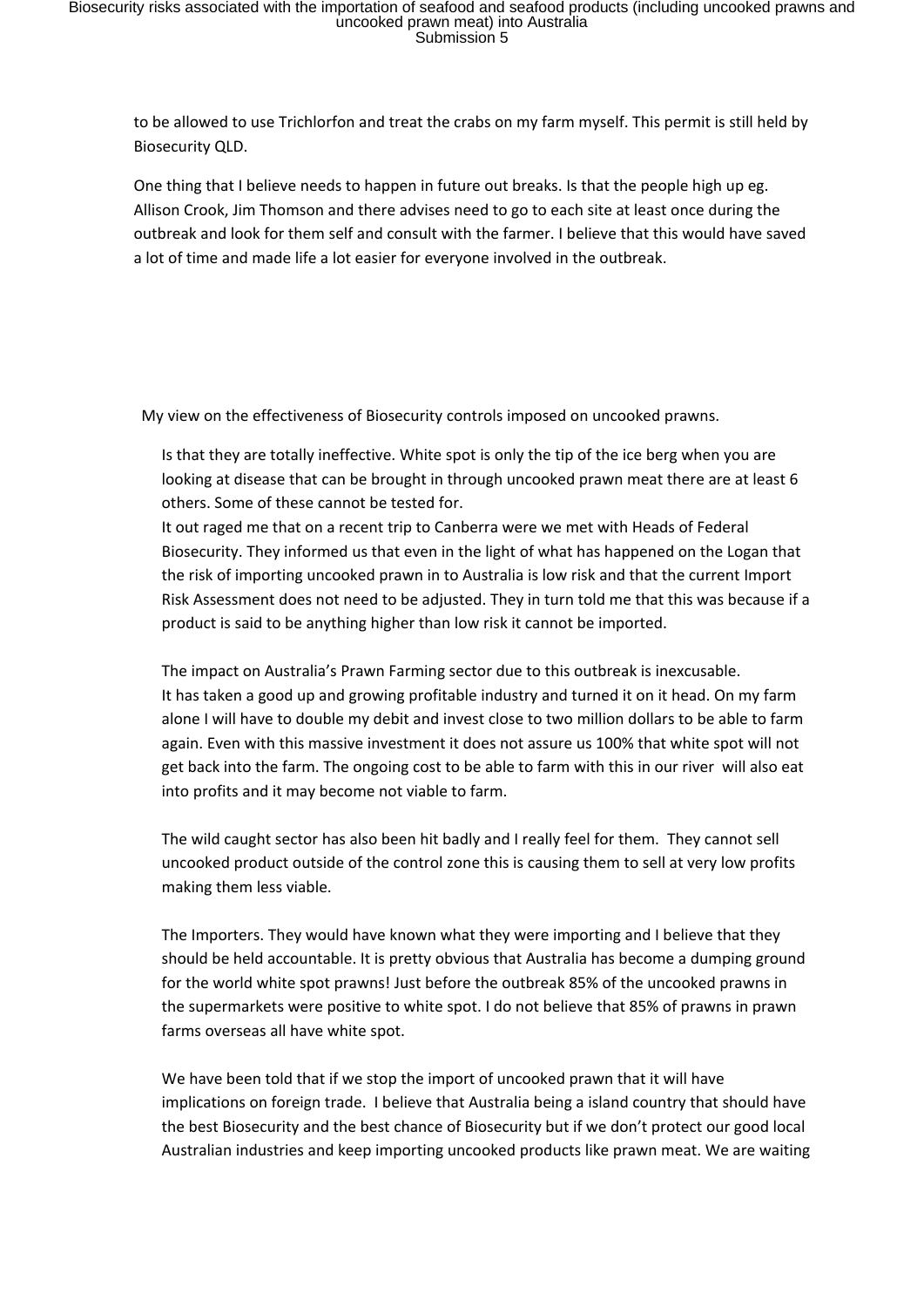to be allowed to use Trichlorfon and treat the crabs on my farm myself. This permit is still held by Biosecurity QLD.

One thing that I believe needs to happen in future out breaks. Is that the people high up eg. Allison Crook, Jim Thomson and there advises need to go to each site at least once during the outbreak and look for them self and consult with the farmer. I believe that this would have saved a lot of time and made life a lot easier for everyone involved in the outbreak.

My view on the effectiveness of Biosecurity controls imposed on uncooked prawns.

Is that they are totally ineffective. White spot is only the tip of the ice berg when you are looking at disease that can be brought in through uncooked prawn meat there are at least 6 others. Some of these cannot be tested for.
It out raged me that on a recent trip to Canberra were we met with Heads of Federal Biosecurity. They informed us that even in the light of what has happened on the Logan that the risk of importing uncooked prawn in to Australia is low risk and that the current Import Risk Assessment does not need to be adjusted. They in turn told me that this was because if a product is said to be anything higher than low risk it cannot be imported.

The impact on Australia's Prawn Farming sector due to this outbreak is inexcusable.
It has taken a good up and growing profitable industry and turned it on it head. On my farm alone I will have to double my debit and invest close to two million dollars to be able to farm again. Even with this massive investment it does not assure us 100% that white spot will not get back into the farm. The ongoing cost to be able to farm with this in our river will also eat into profits and it may become not viable to farm.

The wild caught sector has also been hit badly and I really feel for them. They cannot sell uncooked product outside of the control zone this is causing them to sell at very low profits making them less viable.

The Importers. They would have known what they were importing and I believe that they should be held accountable. It is pretty obvious that Australia has become a dumping ground for the world white spot prawns! Just before the outbreak 85% of the uncooked prawns in the supermarkets were positive to white spot. I do not believe that 85% of prawns in prawn farms overseas all have white spot.

We have been told that if we stop the import of uncooked prawn that it will have implications on foreign trade. I believe that Australia being a island country that should have the best Biosecurity and the best chance of Biosecurity but if we don't protect our good local Australian industries and keep importing uncooked products like prawn meat. We are waiting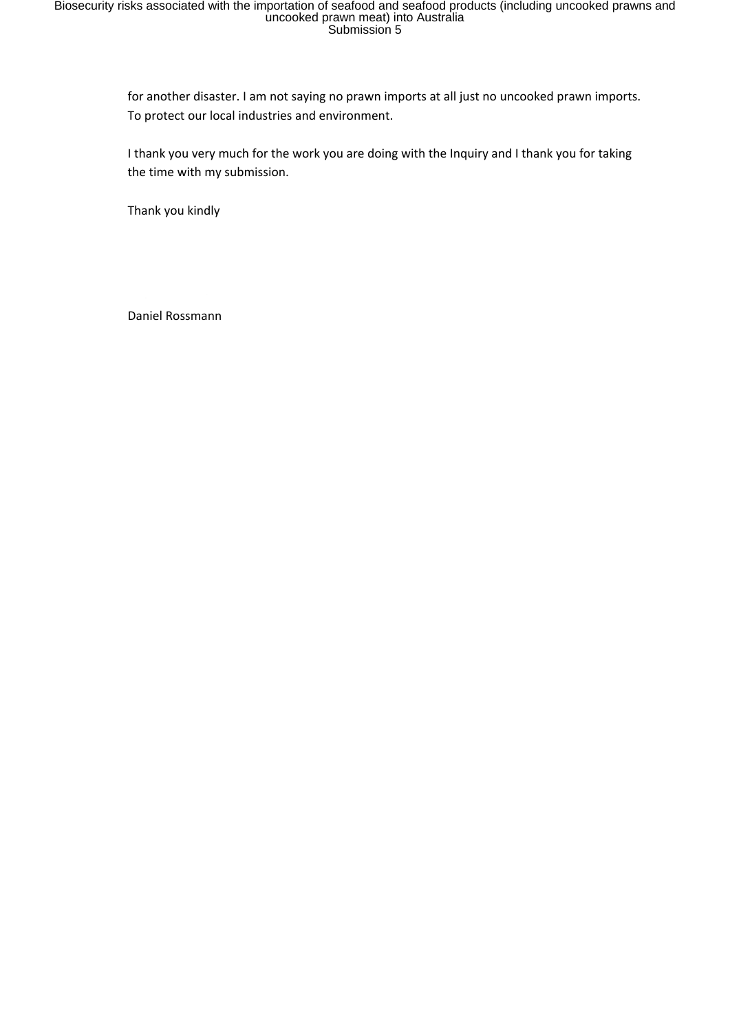for another disaster. I am not saying no prawn imports at all just no uncooked prawn imports. To protect our local industries and environment.

I thank you very much for the work you are doing with the Inquiry and I thank you for taking the time with my submission.

Thank you kindly

Daniel Rossmann